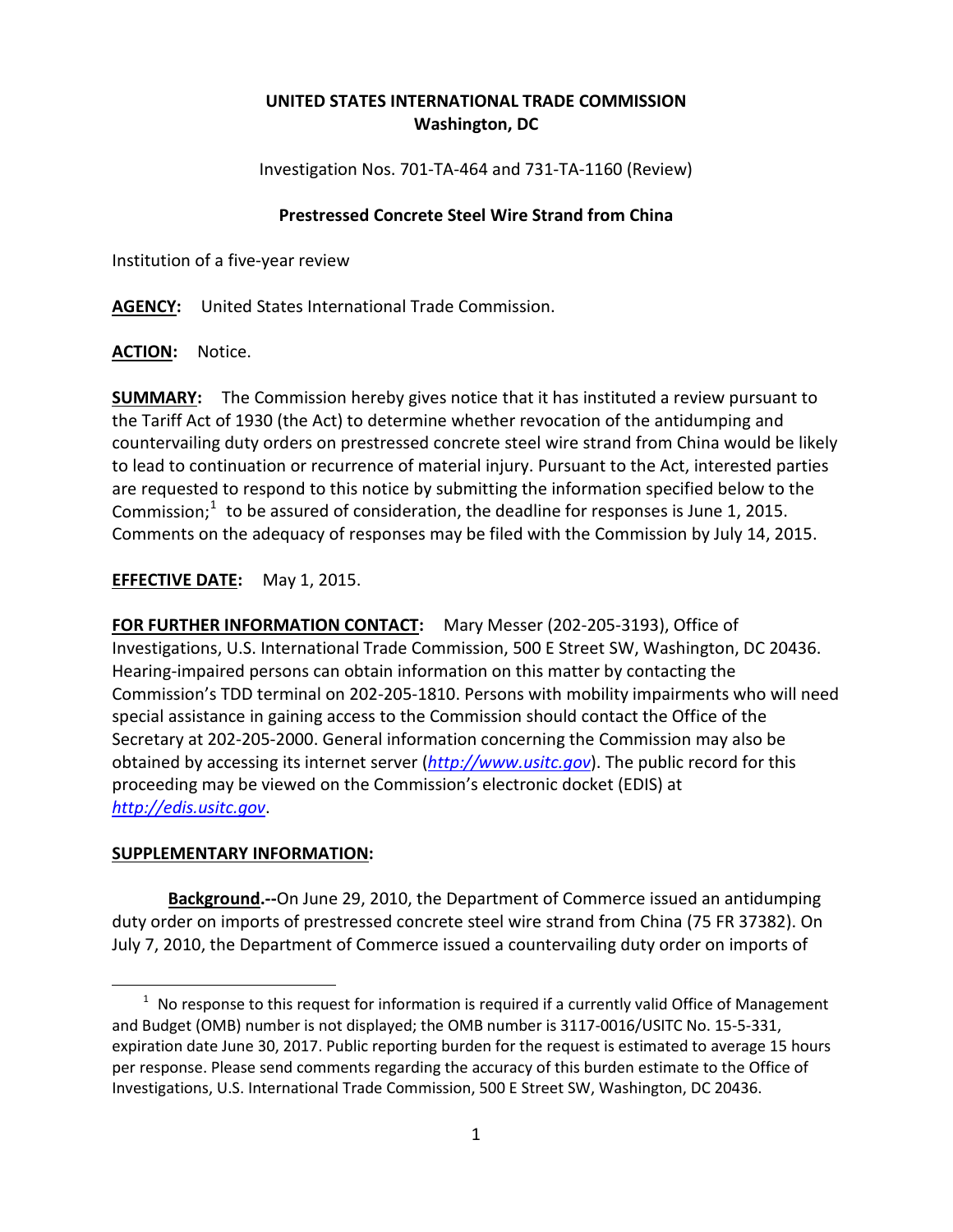**UNITED STATES INTERNATIONAL TRADE COMMISSION**
**Washington, DC**

Investigation Nos. 701-TA-464 and 731-TA-1160 (Review)

**Prestressed Concrete Steel Wire Strand from China**

Institution of a five-year review

**AGENCY:** United States International Trade Commission.

**ACTION:** Notice.

**SUMMARY:** The Commission hereby gives notice that it has instituted a review pursuant to the Tariff Act of 1930 (the Act) to determine whether revocation of the antidumping and countervailing duty orders on prestressed concrete steel wire strand from China would be likely to lead to continuation or recurrence of material injury. Pursuant to the Act, interested parties are requested to respond to this notice by submitting the information specified below to the Commission;[1] to be assured of consideration, the deadline for responses is June 1, 2015. Comments on the adequacy of responses may be filed with the Commission by July 14, 2015.

**EFFECTIVE DATE:** May 1, 2015.

**FOR FURTHER INFORMATION CONTACT:** Mary Messer (202-205-3193), Office of Investigations, U.S. International Trade Commission, 500 E Street SW, Washington, DC 20436. Hearing-impaired persons can obtain information on this matter by contacting the Commission's TDD terminal on 202-205-1810. Persons with mobility impairments who will need special assistance in gaining access to the Commission should contact the Office of the Secretary at 202-205-2000. General information concerning the Commission may also be obtained by accessing its internet server (*http://www.usitc.gov*). The public record for this proceeding may be viewed on the Commission's electronic docket (EDIS) at *http://edis.usitc.gov*.

**SUPPLEMENTARY INFORMATION:**

**Background.--**On June 29, 2010, the Department of Commerce issued an antidumping duty order on imports of prestressed concrete steel wire strand from China (75 FR 37382). On July 7, 2010, the Department of Commerce issued a countervailing duty order on imports of

[1] No response to this request for information is required if a currently valid Office of Management and Budget (OMB) number is not displayed; the OMB number is 3117-0016/USITC No. 15-5-331, expiration date June 30, 2017. Public reporting burden for the request is estimated to average 15 hours per response. Please send comments regarding the accuracy of this burden estimate to the Office of Investigations, U.S. International Trade Commission, 500 E Street SW, Washington, DC 20436.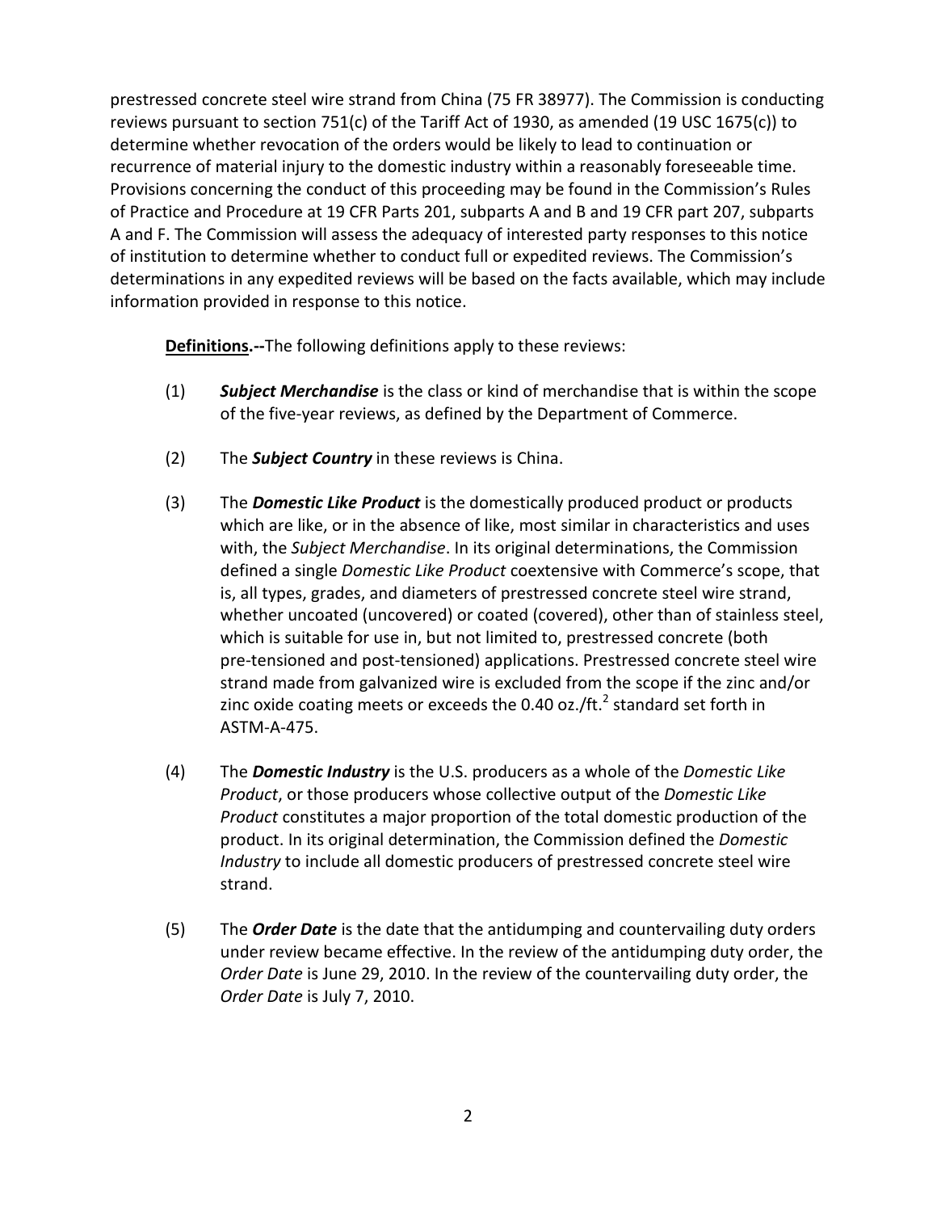prestressed concrete steel wire strand from China (75 FR 38977). The Commission is conducting reviews pursuant to section 751(c) of the Tariff Act of 1930, as amended (19 USC 1675(c)) to determine whether revocation of the orders would be likely to lead to continuation or recurrence of material injury to the domestic industry within a reasonably foreseeable time. Provisions concerning the conduct of this proceeding may be found in the Commission's Rules of Practice and Procedure at 19 CFR Parts 201, subparts A and B and 19 CFR part 207, subparts A and F. The Commission will assess the adequacy of interested party responses to this notice of institution to determine whether to conduct full or expedited reviews. The Commission's determinations in any expedited reviews will be based on the facts available, which may include information provided in response to this notice.

**Definitions.--**The following definitions apply to these reviews:

(1) ***Subject Merchandise*** is the class or kind of merchandise that is within the scope of the five-year reviews, as defined by the Department of Commerce.

(2) The ***Subject Country*** in these reviews is China.

(3) The ***Domestic Like Product*** is the domestically produced product or products which are like, or in the absence of like, most similar in characteristics and uses with, the *Subject Merchandise*. In its original determinations, the Commission defined a single *Domestic Like Product* coextensive with Commerce's scope, that is, all types, grades, and diameters of prestressed concrete steel wire strand, whether uncoated (uncovered) or coated (covered), other than of stainless steel, which is suitable for use in, but not limited to, prestressed concrete (both pre-tensioned and post-tensioned) applications. Prestressed concrete steel wire strand made from galvanized wire is excluded from the scope if the zinc and/or zinc oxide coating meets or exceeds the 0.40 oz./ft.$^2$ standard set forth in ASTM-A-475.

(4) The ***Domestic Industry*** is the U.S. producers as a whole of the *Domestic Like Product*, or those producers whose collective output of the *Domestic Like Product* constitutes a major proportion of the total domestic production of the product. In its original determination, the Commission defined the *Domestic Industry* to include all domestic producers of prestressed concrete steel wire strand.

(5) The ***Order Date*** is the date that the antidumping and countervailing duty orders under review became effective. In the review of the antidumping duty order, the *Order Date* is June 29, 2010. In the review of the countervailing duty order, the *Order Date* is July 7, 2010.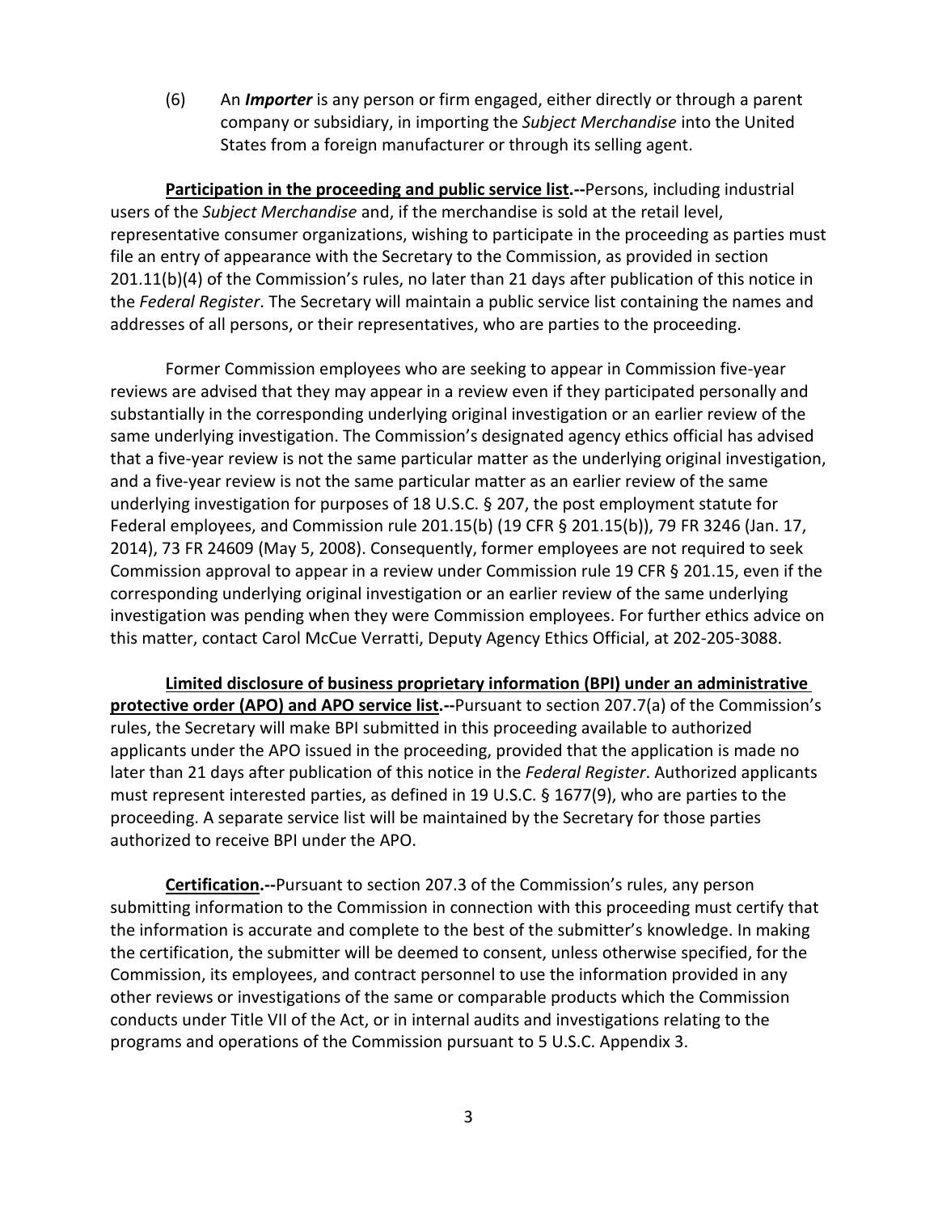(6) An ***Importer*** is any person or firm engaged, either directly or through a parent company or subsidiary, in importing the *Subject Merchandise* into the United States from a foreign manufacturer or through its selling agent.

**Participation in the proceeding and public service list.--**Persons, including industrial users of the *Subject Merchandise* and, if the merchandise is sold at the retail level, representative consumer organizations, wishing to participate in the proceeding as parties must file an entry of appearance with the Secretary to the Commission, as provided in section 201.11(b)(4) of the Commission's rules, no later than 21 days after publication of this notice in the *Federal Register*. The Secretary will maintain a public service list containing the names and addresses of all persons, or their representatives, who are parties to the proceeding.

Former Commission employees who are seeking to appear in Commission five-year reviews are advised that they may appear in a review even if they participated personally and substantially in the corresponding underlying original investigation or an earlier review of the same underlying investigation. The Commission's designated agency ethics official has advised that a five-year review is not the same particular matter as the underlying original investigation, and a five-year review is not the same particular matter as an earlier review of the same underlying investigation for purposes of 18 U.S.C. § 207, the post employment statute for Federal employees, and Commission rule 201.15(b) (19 CFR § 201.15(b)), 79 FR 3246 (Jan. 17, 2014), 73 FR 24609 (May 5, 2008). Consequently, former employees are not required to seek Commission approval to appear in a review under Commission rule 19 CFR § 201.15, even if the corresponding underlying original investigation or an earlier review of the same underlying investigation was pending when they were Commission employees. For further ethics advice on this matter, contact Carol McCue Verratti, Deputy Agency Ethics Official, at 202-205-3088.

**Limited disclosure of business proprietary information (BPI) under an administrative protective order (APO) and APO service list.--**Pursuant to section 207.7(a) of the Commission's rules, the Secretary will make BPI submitted in this proceeding available to authorized applicants under the APO issued in the proceeding, provided that the application is made no later than 21 days after publication of this notice in the *Federal Register*. Authorized applicants must represent interested parties, as defined in 19 U.S.C. § 1677(9), who are parties to the proceeding. A separate service list will be maintained by the Secretary for those parties authorized to receive BPI under the APO.

**Certification.--**Pursuant to section 207.3 of the Commission's rules, any person submitting information to the Commission in connection with this proceeding must certify that the information is accurate and complete to the best of the submitter's knowledge. In making the certification, the submitter will be deemed to consent, unless otherwise specified, for the Commission, its employees, and contract personnel to use the information provided in any other reviews or investigations of the same or comparable products which the Commission conducts under Title VII of the Act, or in internal audits and investigations relating to the programs and operations of the Commission pursuant to 5 U.S.C. Appendix 3.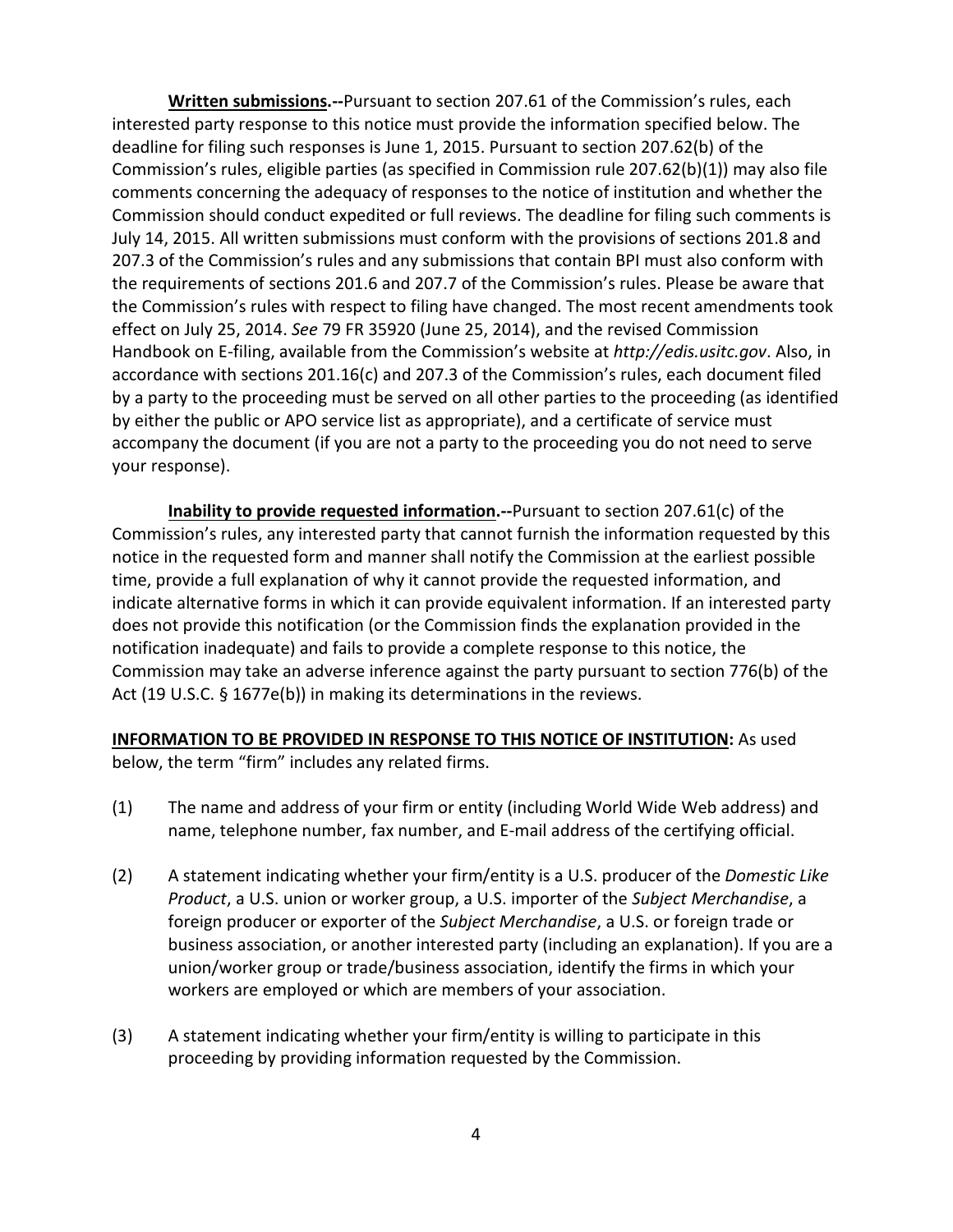**Written submissions.--**Pursuant to section 207.61 of the Commission's rules, each interested party response to this notice must provide the information specified below. The deadline for filing such responses is June 1, 2015. Pursuant to section 207.62(b) of the Commission's rules, eligible parties (as specified in Commission rule 207.62(b)(1)) may also file comments concerning the adequacy of responses to the notice of institution and whether the Commission should conduct expedited or full reviews. The deadline for filing such comments is July 14, 2015. All written submissions must conform with the provisions of sections 201.8 and 207.3 of the Commission's rules and any submissions that contain BPI must also conform with the requirements of sections 201.6 and 207.7 of the Commission's rules. Please be aware that the Commission's rules with respect to filing have changed. The most recent amendments took effect on July 25, 2014. *See* 79 FR 35920 (June 25, 2014), and the revised Commission Handbook on E-filing, available from the Commission's website at *http://edis.usitc.gov*. Also, in accordance with sections 201.16(c) and 207.3 of the Commission's rules, each document filed by a party to the proceeding must be served on all other parties to the proceeding (as identified by either the public or APO service list as appropriate), and a certificate of service must accompany the document (if you are not a party to the proceeding you do not need to serve your response).

**Inability to provide requested information.--**Pursuant to section 207.61(c) of the Commission's rules, any interested party that cannot furnish the information requested by this notice in the requested form and manner shall notify the Commission at the earliest possible time, provide a full explanation of why it cannot provide the requested information, and indicate alternative forms in which it can provide equivalent information. If an interested party does not provide this notification (or the Commission finds the explanation provided in the notification inadequate) and fails to provide a complete response to this notice, the Commission may take an adverse inference against the party pursuant to section 776(b) of the Act (19 U.S.C. § 1677e(b)) in making its determinations in the reviews.

**INFORMATION TO BE PROVIDED IN RESPONSE TO THIS NOTICE OF INSTITUTION:** As used below, the term "firm" includes any related firms.

(1) The name and address of your firm or entity (including World Wide Web address) and name, telephone number, fax number, and E-mail address of the certifying official.

(2) A statement indicating whether your firm/entity is a U.S. producer of the *Domestic Like Product*, a U.S. union or worker group, a U.S. importer of the *Subject Merchandise*, a foreign producer or exporter of the *Subject Merchandise*, a U.S. or foreign trade or business association, or another interested party (including an explanation). If you are a union/worker group or trade/business association, identify the firms in which your workers are employed or which are members of your association.

(3) A statement indicating whether your firm/entity is willing to participate in this proceeding by providing information requested by the Commission.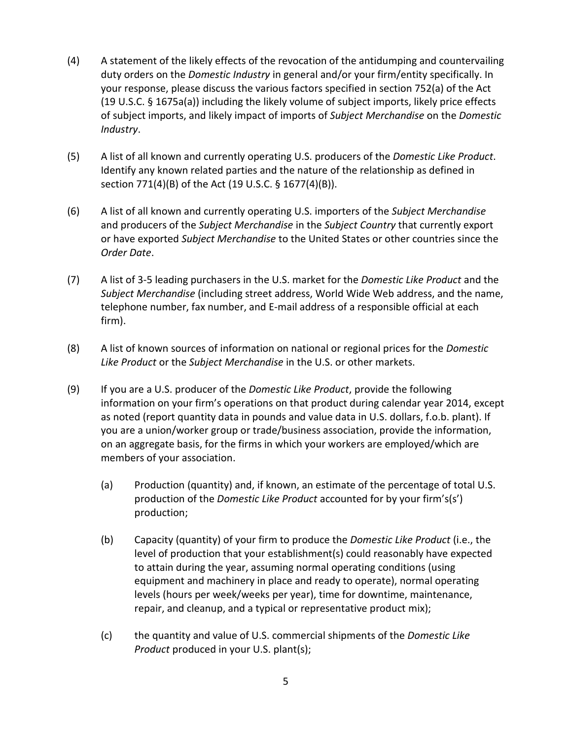(4) A statement of the likely effects of the revocation of the antidumping and countervailing duty orders on the *Domestic Industry* in general and/or your firm/entity specifically. In your response, please discuss the various factors specified in section 752(a) of the Act (19 U.S.C. § 1675a(a)) including the likely volume of subject imports, likely price effects of subject imports, and likely impact of imports of *Subject Merchandise* on the *Domestic Industry*.

(5) A list of all known and currently operating U.S. producers of the *Domestic Like Product*. Identify any known related parties and the nature of the relationship as defined in section 771(4)(B) of the Act (19 U.S.C. § 1677(4)(B)).

(6) A list of all known and currently operating U.S. importers of the *Subject Merchandise* and producers of the *Subject Merchandise* in the *Subject Country* that currently export or have exported *Subject Merchandise* to the United States or other countries since the *Order Date*.

(7) A list of 3-5 leading purchasers in the U.S. market for the *Domestic Like Product* and the *Subject Merchandise* (including street address, World Wide Web address, and the name, telephone number, fax number, and E-mail address of a responsible official at each firm).

(8) A list of known sources of information on national or regional prices for the *Domestic Like Product* or the *Subject Merchandise* in the U.S. or other markets.

(9) If you are a U.S. producer of the *Domestic Like Product*, provide the following information on your firm's operations on that product during calendar year 2014, except as noted (report quantity data in pounds and value data in U.S. dollars, f.o.b. plant). If you are a union/worker group or trade/business association, provide the information, on an aggregate basis, for the firms in which your workers are employed/which are members of your association.

   (a) Production (quantity) and, if known, an estimate of the percentage of total U.S. production of the *Domestic Like Product* accounted for by your firm's(s') production;

   (b) Capacity (quantity) of your firm to produce the *Domestic Like Product* (i.e., the level of production that your establishment(s) could reasonably have expected to attain during the year, assuming normal operating conditions (using equipment and machinery in place and ready to operate), normal operating levels (hours per week/weeks per year), time for downtime, maintenance, repair, and cleanup, and a typical or representative product mix);

   (c) the quantity and value of U.S. commercial shipments of the *Domestic Like Product* produced in your U.S. plant(s);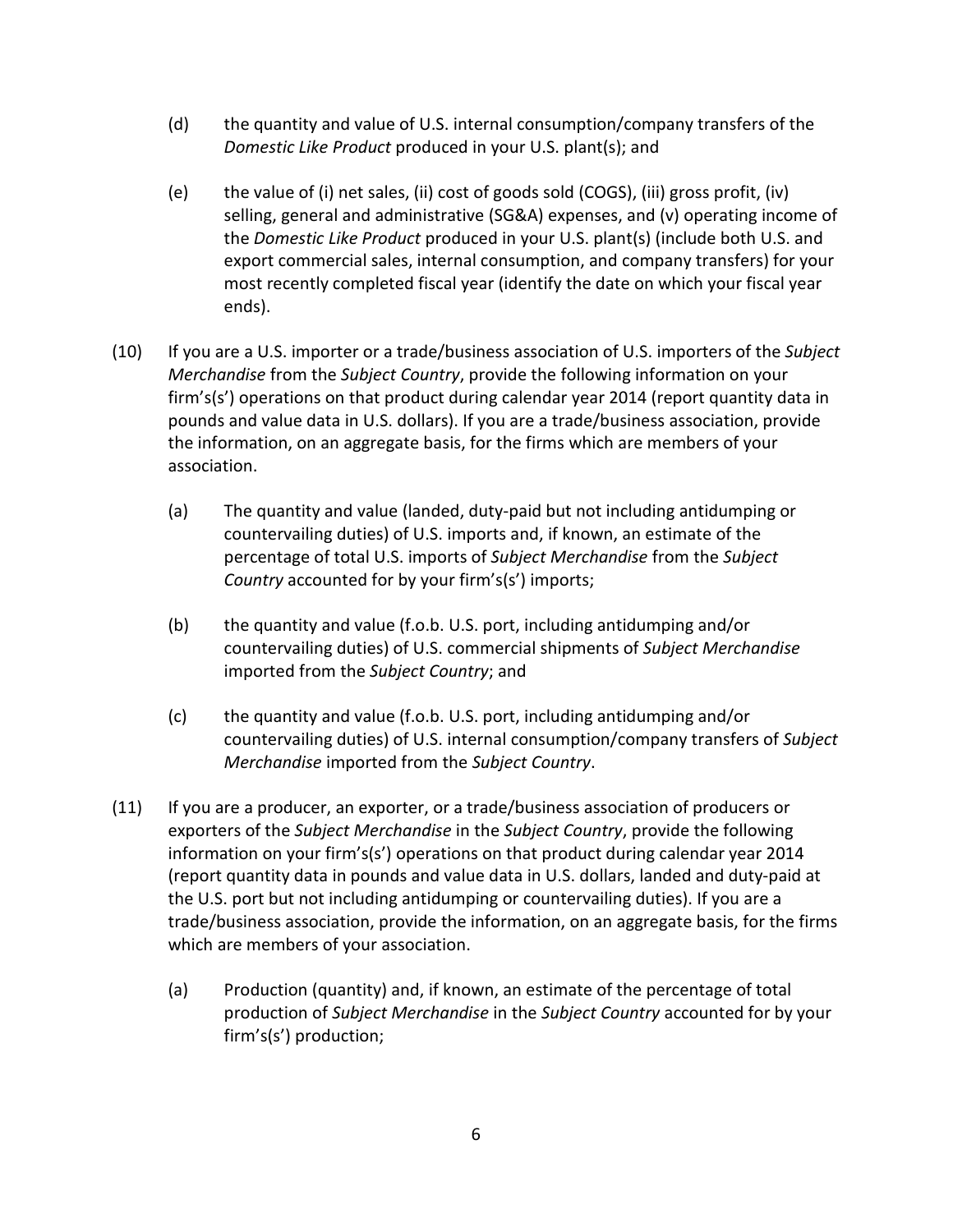(d) the quantity and value of U.S. internal consumption/company transfers of the *Domestic Like Product* produced in your U.S. plant(s); and

(e) the value of (i) net sales, (ii) cost of goods sold (COGS), (iii) gross profit, (iv) selling, general and administrative (SG&A) expenses, and (v) operating income of the *Domestic Like Product* produced in your U.S. plant(s) (include both U.S. and export commercial sales, internal consumption, and company transfers) for your most recently completed fiscal year (identify the date on which your fiscal year ends).

(10) If you are a U.S. importer or a trade/business association of U.S. importers of the *Subject Merchandise* from the *Subject Country*, provide the following information on your firm's(s') operations on that product during calendar year 2014 (report quantity data in pounds and value data in U.S. dollars). If you are a trade/business association, provide the information, on an aggregate basis, for the firms which are members of your association.

(a) The quantity and value (landed, duty-paid but not including antidumping or countervailing duties) of U.S. imports and, if known, an estimate of the percentage of total U.S. imports of *Subject Merchandise* from the *Subject Country* accounted for by your firm's(s') imports;

(b) the quantity and value (f.o.b. U.S. port, including antidumping and/or countervailing duties) of U.S. commercial shipments of *Subject Merchandise* imported from the *Subject Country*; and

(c) the quantity and value (f.o.b. U.S. port, including antidumping and/or countervailing duties) of U.S. internal consumption/company transfers of *Subject Merchandise* imported from the *Subject Country*.

(11) If you are a producer, an exporter, or a trade/business association of producers or exporters of the *Subject Merchandise* in the *Subject Country*, provide the following information on your firm's(s') operations on that product during calendar year 2014 (report quantity data in pounds and value data in U.S. dollars, landed and duty-paid at the U.S. port but not including antidumping or countervailing duties). If you are a trade/business association, provide the information, on an aggregate basis, for the firms which are members of your association.

(a) Production (quantity) and, if known, an estimate of the percentage of total production of *Subject Merchandise* in the *Subject Country* accounted for by your firm's(s') production;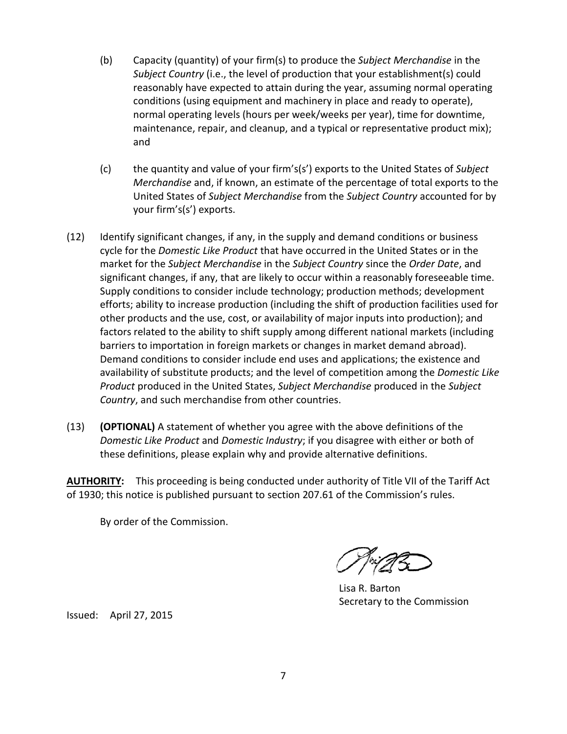(b) Capacity (quantity) of your firm(s) to produce the *Subject Merchandise* in the *Subject Country* (i.e., the level of production that your establishment(s) could reasonably have expected to attain during the year, assuming normal operating conditions (using equipment and machinery in place and ready to operate), normal operating levels (hours per week/weeks per year), time for downtime, maintenance, repair, and cleanup, and a typical or representative product mix); and

(c) the quantity and value of your firm's(s') exports to the United States of *Subject Merchandise* and, if known, an estimate of the percentage of total exports to the United States of *Subject Merchandise* from the *Subject Country* accounted for by your firm's(s') exports.

(12) Identify significant changes, if any, in the supply and demand conditions or business cycle for the *Domestic Like Product* that have occurred in the United States or in the market for the *Subject Merchandise* in the *Subject Country* since the *Order Date*, and significant changes, if any, that are likely to occur within a reasonably foreseeable time. Supply conditions to consider include technology; production methods; development efforts; ability to increase production (including the shift of production facilities used for other products and the use, cost, or availability of major inputs into production); and factors related to the ability to shift supply among different national markets (including barriers to importation in foreign markets or changes in market demand abroad). Demand conditions to consider include end uses and applications; the existence and availability of substitute products; and the level of competition among the *Domestic Like Product* produced in the United States, *Subject Merchandise* produced in the *Subject Country*, and such merchandise from other countries.

(13) **(OPTIONAL)** A statement of whether you agree with the above definitions of the *Domestic Like Product* and *Domestic Industry*; if you disagree with either or both of these definitions, please explain why and provide alternative definitions.

**AUTHORITY:** This proceeding is being conducted under authority of Title VII of the Tariff Act of 1930; this notice is published pursuant to section 207.61 of the Commission's rules.

By order of the Commission.

Lisa R. Barton
Secretary to the Commission

Issued: April 27, 2015